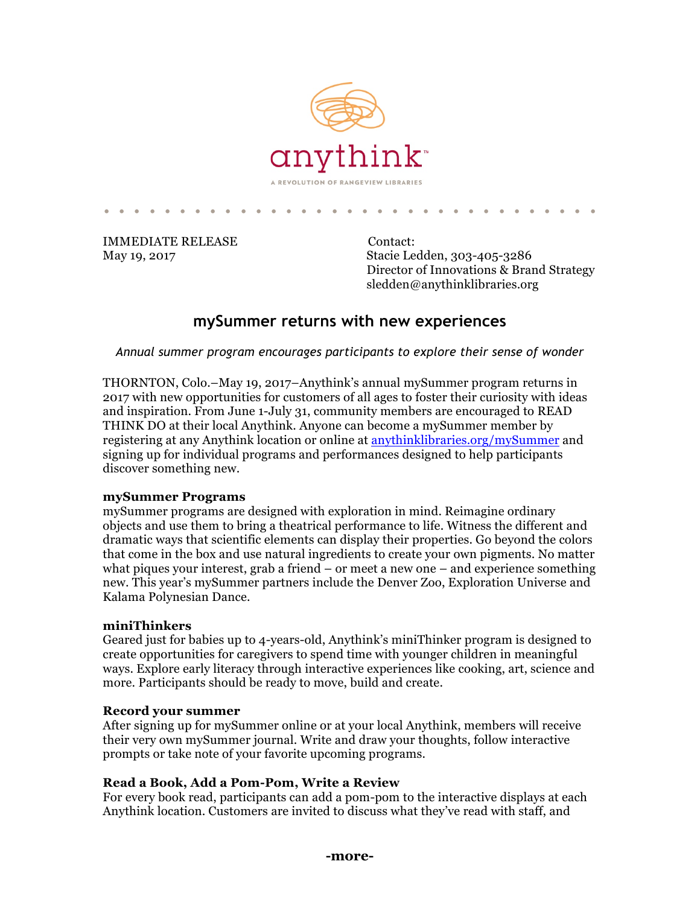anythink

A REVOLUTION OF RANGEVIEW LIBRARIES

IMMEDIATE RELEASE
May 19, 2017

Contact:
Stacie Ledden, 303-405-3286
Director of Innovations & Brand Strategy
sledden@anythinklibraries.org

## mySummer returns with new experiences

*Annual summer program encourages participants to explore their sense of wonder*

THORNTON, Colo.–May 19, 2017–Anythink's annual mySummer program returns in 2017 with new opportunities for customers of all ages to foster their curiosity with ideas and inspiration. From June 1-July 31, community members are encouraged to READ THINK DO at their local Anythink. Anyone can become a mySummer member by registering at any Anythink location or online at [anythinklibraries.org/mySummer](anythinklibraries.org/mySummer) and signing up for individual programs and performances designed to help participants discover something new.

**mySummer Programs**
mySummer programs are designed with exploration in mind. Reimagine ordinary objects and use them to bring a theatrical performance to life. Witness the different and dramatic ways that scientific elements can display their properties. Go beyond the colors that come in the box and use natural ingredients to create your own pigments. No matter what piques your interest, grab a friend – or meet a new one – and experience something new. This year's mySummer partners include the Denver Zoo, Exploration Universe and Kalama Polynesian Dance.

**miniThinkers**
Geared just for babies up to 4-years-old, Anythink's miniThinker program is designed to create opportunities for caregivers to spend time with younger children in meaningful ways. Explore early literacy through interactive experiences like cooking, art, science and more. Participants should be ready to move, build and create.

**Record your summer**
After signing up for mySummer online or at your local Anythink, members will receive their very own mySummer journal. Write and draw your thoughts, follow interactive prompts or take note of your favorite upcoming programs.

**Read a Book, Add a Pom-Pom, Write a Review**
For every book read, participants can add a pom-pom to the interactive displays at each Anythink location. Customers are invited to discuss what they've read with staff, and

**-more-**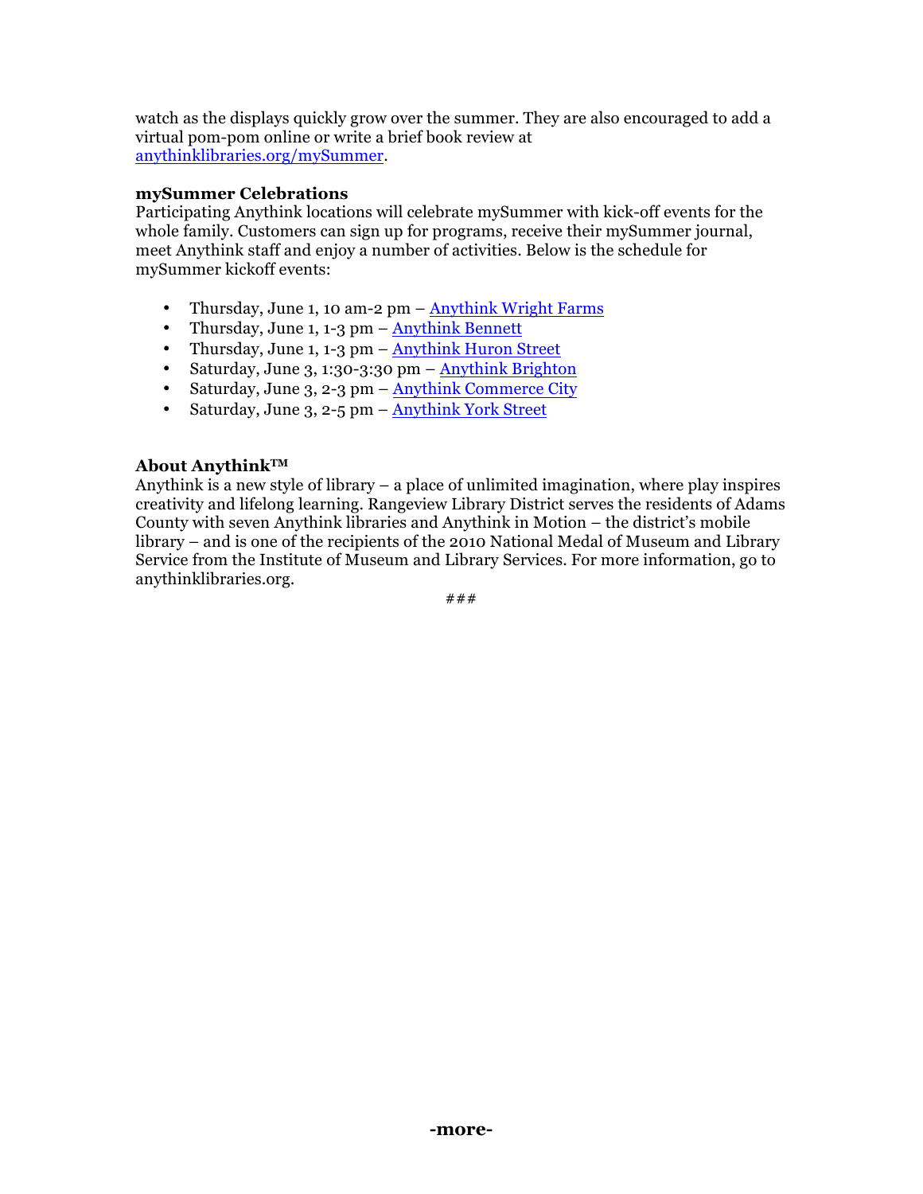watch as the displays quickly grow over the summer. They are also encouraged to add a virtual pom-pom online or write a brief book review at [anythinklibraries.org/mySummer](anythinklibraries.org/mySummer).

**mySummer Celebrations**

Participating Anythink locations will celebrate mySummer with kick-off events for the whole family. Customers can sign up for programs, receive their mySummer journal, meet Anythink staff and enjoy a number of activities. Below is the schedule for mySummer kickoff events:

- Thursday, June 1, 10 am-2 pm – Anythink Wright Farms
- Thursday, June 1, 1-3 pm – Anythink Bennett
- Thursday, June 1, 1-3 pm – Anythink Huron Street
- Saturday, June 3, 1:30-3:30 pm – Anythink Brighton
- Saturday, June 3, 2-3 pm – Anythink Commerce City
- Saturday, June 3, 2-5 pm – Anythink York Street

**About Anythink™**

Anythink is a new style of library – a place of unlimited imagination, where play inspires creativity and lifelong learning. Rangeview Library District serves the residents of Adams County with seven Anythink libraries and Anythink in Motion – the district's mobile library – and is one of the recipients of the 2010 National Medal of Museum and Library Service from the Institute of Museum and Library Services. For more information, go to anythinklibraries.org.

###

**-more-**